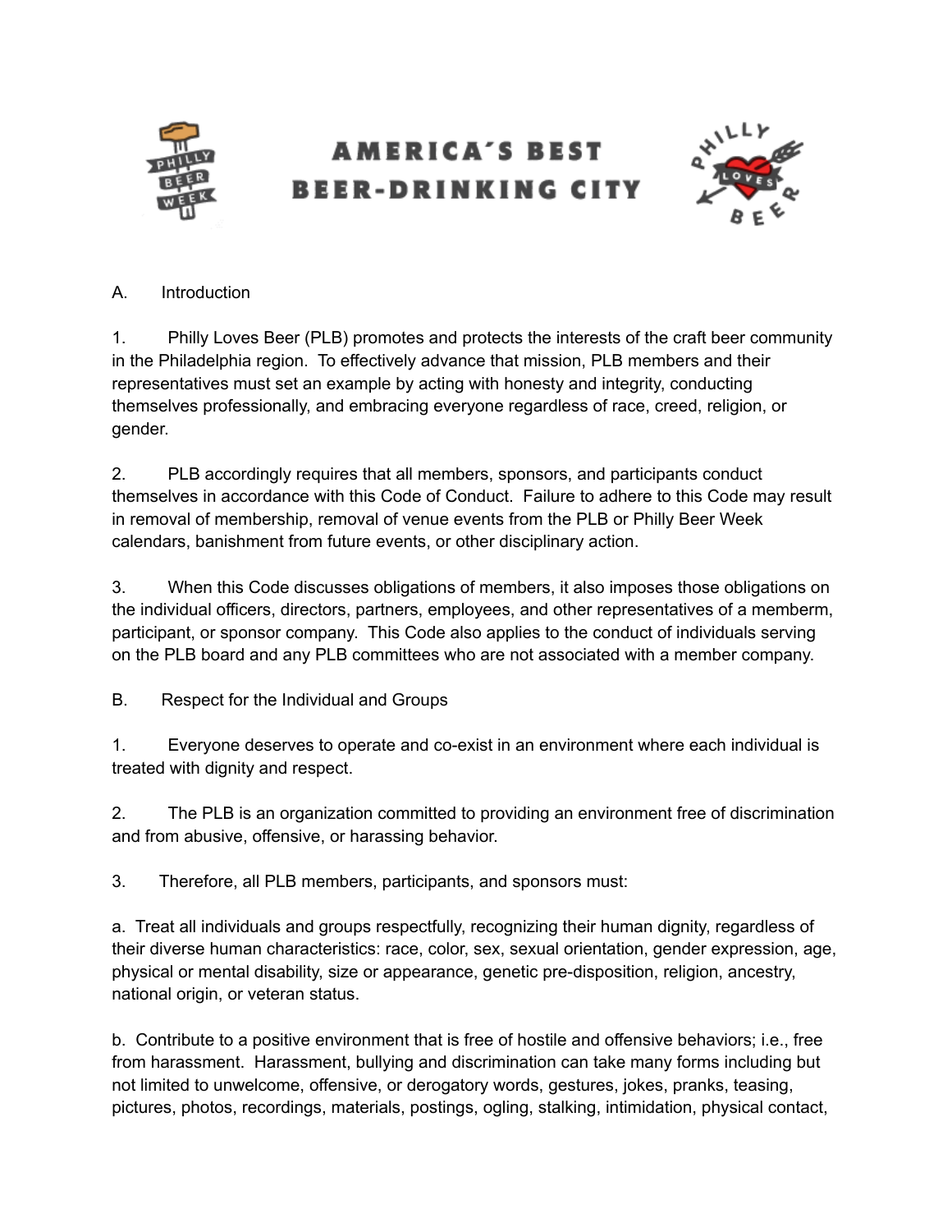# AMERICA'S BEST BEER-DRINKING CITY

## A. Introduction

1. Philly Loves Beer (PLB) promotes and protects the interests of the craft beer community in the Philadelphia region. To effectively advance that mission, PLB members and their representatives must set an example by acting with honesty and integrity, conducting themselves professionally, and embracing everyone regardless of race, creed, religion, or gender.

2. PLB accordingly requires that all members, sponsors, and participants conduct themselves in accordance with this Code of Conduct. Failure to adhere to this Code may result in removal of membership, removal of venue events from the PLB or Philly Beer Week calendars, banishment from future events, or other disciplinary action.

3. When this Code discusses obligations of members, it also imposes those obligations on the individual officers, directors, partners, employees, and other representatives of a memberm, participant, or sponsor company. This Code also applies to the conduct of individuals serving on the PLB board and any PLB committees who are not associated with a member company.

## B. Respect for the Individual and Groups

1. Everyone deserves to operate and co-exist in an environment where each individual is treated with dignity and respect.

2. The PLB is an organization committed to providing an environment free of discrimination and from abusive, offensive, or harassing behavior.

3. Therefore, all PLB members, participants, and sponsors must:

a. Treat all individuals and groups respectfully, recognizing their human dignity, regardless of their diverse human characteristics: race, color, sex, sexual orientation, gender expression, age, physical or mental disability, size or appearance, genetic pre-disposition, religion, ancestry, national origin, or veteran status.

b. Contribute to a positive environment that is free of hostile and offensive behaviors; i.e., free from harassment. Harassment, bullying and discrimination can take many forms including but not limited to unwelcome, offensive, or derogatory words, gestures, jokes, pranks, teasing, pictures, photos, recordings, materials, postings, ogling, stalking, intimidation, physical contact,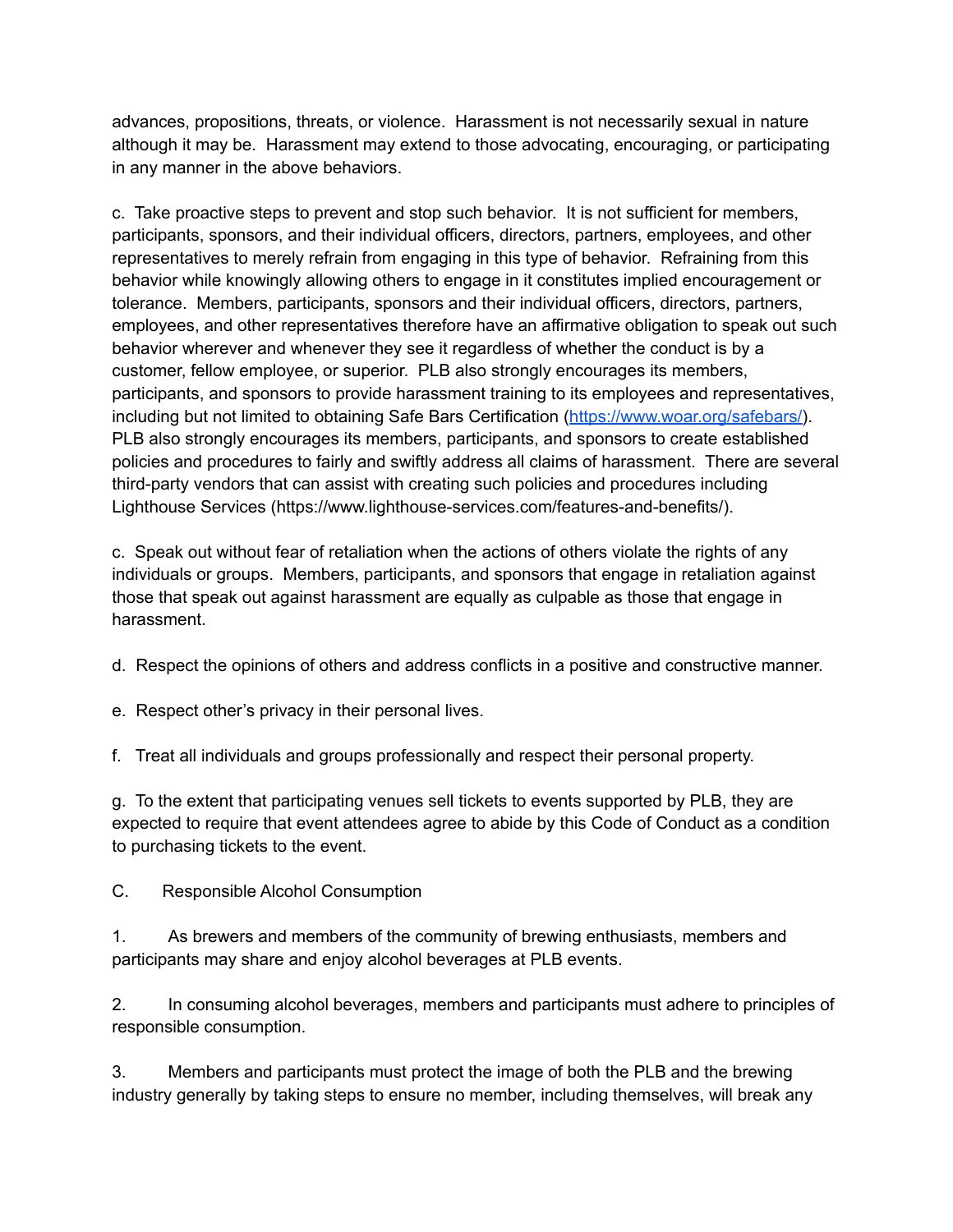advances, propositions, threats, or violence. Harassment is not necessarily sexual in nature although it may be. Harassment may extend to those advocating, encouraging, or participating in any manner in the above behaviors.

c. Take proactive steps to prevent and stop such behavior. It is not sufficient for members, participants, sponsors, and their individual officers, directors, partners, employees, and other representatives to merely refrain from engaging in this type of behavior. Refraining from this behavior while knowingly allowing others to engage in it constitutes implied encouragement or tolerance. Members, participants, sponsors and their individual officers, directors, partners, employees, and other representatives therefore have an affirmative obligation to speak out such behavior wherever and whenever they see it regardless of whether the conduct is by a customer, fellow employee, or superior. PLB also strongly encourages its members, participants, and sponsors to provide harassment training to its employees and representatives, including but not limited to obtaining Safe Bars Certification ([https://www.woar.org/safebars/](https://www.woar.org/safebars/)). PLB also strongly encourages its members, participants, and sponsors to create established policies and procedures to fairly and swiftly address all claims of harassment. There are several third-party vendors that can assist with creating such policies and procedures including Lighthouse Services (https://www.lighthouse-services.com/features-and-benefits/).

c. Speak out without fear of retaliation when the actions of others violate the rights of any individuals or groups. Members, participants, and sponsors that engage in retaliation against those that speak out against harassment are equally as culpable as those that engage in harassment.

d. Respect the opinions of others and address conflicts in a positive and constructive manner.

e. Respect other's privacy in their personal lives.

f. Treat all individuals and groups professionally and respect their personal property.

g. To the extent that participating venues sell tickets to events supported by PLB, they are expected to require that event attendees agree to abide by this Code of Conduct as a condition to purchasing tickets to the event.

C. Responsible Alcohol Consumption

1. As brewers and members of the community of brewing enthusiasts, members and participants may share and enjoy alcohol beverages at PLB events.

2. In consuming alcohol beverages, members and participants must adhere to principles of responsible consumption.

3. Members and participants must protect the image of both the PLB and the brewing industry generally by taking steps to ensure no member, including themselves, will break any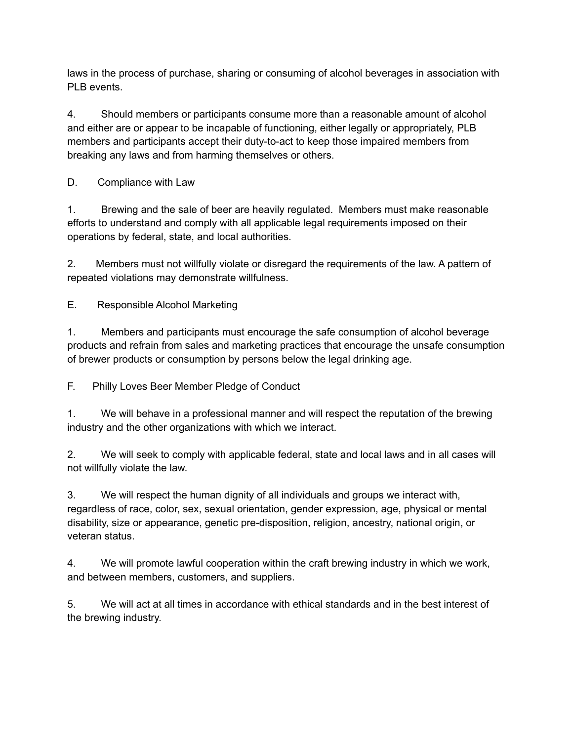laws in the process of purchase, sharing or consuming of alcohol beverages in association with PLB events.

4. Should members or participants consume more than a reasonable amount of alcohol and either are or appear to be incapable of functioning, either legally or appropriately, PLB members and participants accept their duty-to-act to keep those impaired members from breaking any laws and from harming themselves or others.

D. Compliance with Law

1. Brewing and the sale of beer are heavily regulated. Members must make reasonable efforts to understand and comply with all applicable legal requirements imposed on their operations by federal, state, and local authorities.

2. Members must not willfully violate or disregard the requirements of the law. A pattern of repeated violations may demonstrate willfulness.

E. Responsible Alcohol Marketing

1. Members and participants must encourage the safe consumption of alcohol beverage products and refrain from sales and marketing practices that encourage the unsafe consumption of brewer products or consumption by persons below the legal drinking age.

F. Philly Loves Beer Member Pledge of Conduct

1. We will behave in a professional manner and will respect the reputation of the brewing industry and the other organizations with which we interact.

2. We will seek to comply with applicable federal, state and local laws and in all cases will not willfully violate the law.

3. We will respect the human dignity of all individuals and groups we interact with, regardless of race, color, sex, sexual orientation, gender expression, age, physical or mental disability, size or appearance, genetic pre-disposition, religion, ancestry, national origin, or veteran status.

4. We will promote lawful cooperation within the craft brewing industry in which we work, and between members, customers, and suppliers.

5. We will act at all times in accordance with ethical standards and in the best interest of the brewing industry.